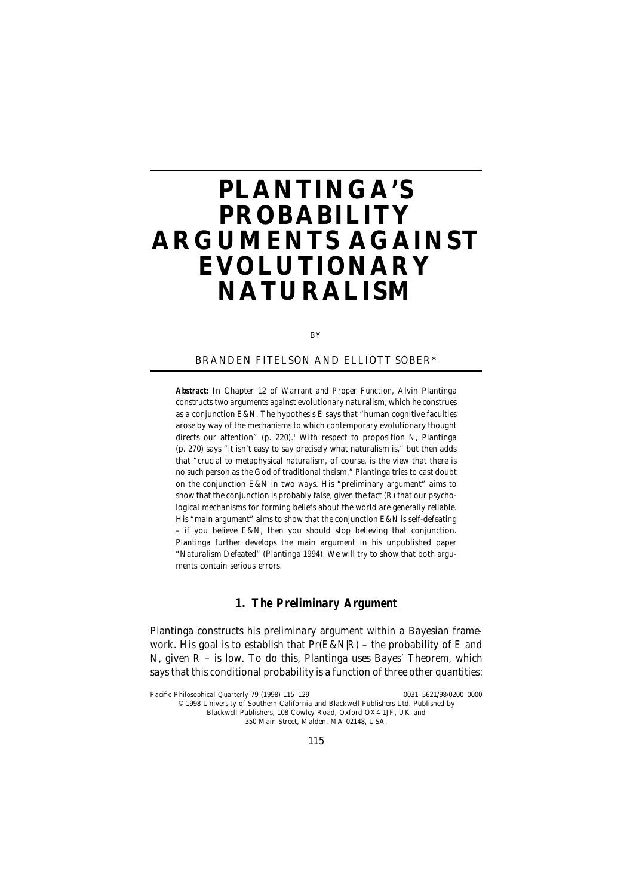# PLANTINGA'S PROBABILITY ARGUMENTS AGAINST EVOLUTIONARY NATURALISM

BY

BRANDEN FITELSON AND ELLIOTT SOBER*

**Abstract:** In Chapter 12 of *Warrant and Proper Function*, Alvin Plantinga constructs two arguments against evolutionary naturalism, which he construes as a conjunction E&N. The hypothesis E says that "human cognitive faculties arose by way of the mechanisms to which contemporary evolutionary thought directs our attention" (p. 220).[1] With respect to proposition N, Plantinga (p. 270) says "it isn't easy to say precisely what naturalism is," but then adds that "crucial to metaphysical naturalism, of course, is the view that there is no such person as the God of traditional theism." Plantinga tries to cast doubt on the conjunction E&N in two ways. His "preliminary argument" aims to show that the conjunction is probably false, given the fact (R) that our psychological mechanisms for forming beliefs about the world are generally reliable. His "main argument" aims to show that the conjunction E&N is self-defeating – if you believe E&N, then you should stop believing that conjunction. Plantinga further develops the main argument in his unpublished paper "Naturalism Defeated" (Plantinga 1994). We will try to show that both arguments contain serious errors.

## 1. The Preliminary Argument

Plantinga constructs his preliminary argument within a Bayesian framework. His goal is to establish that Pr(E&N|R) – the probability of E and N, given R – is low. To do this, Plantinga uses Bayes' Theorem, which says that this conditional probability is a function of three other quantities:

*Pacific Philosophical Quarterly* 79 (1998) 115–129 0031–5621/98/0200–0000
© 1998 University of Southern California and Blackwell Publishers Ltd. Published by Blackwell Publishers, 108 Cowley Road, Oxford OX4 1JF, UK and 350 Main Street, Malden, MA 02148, USA.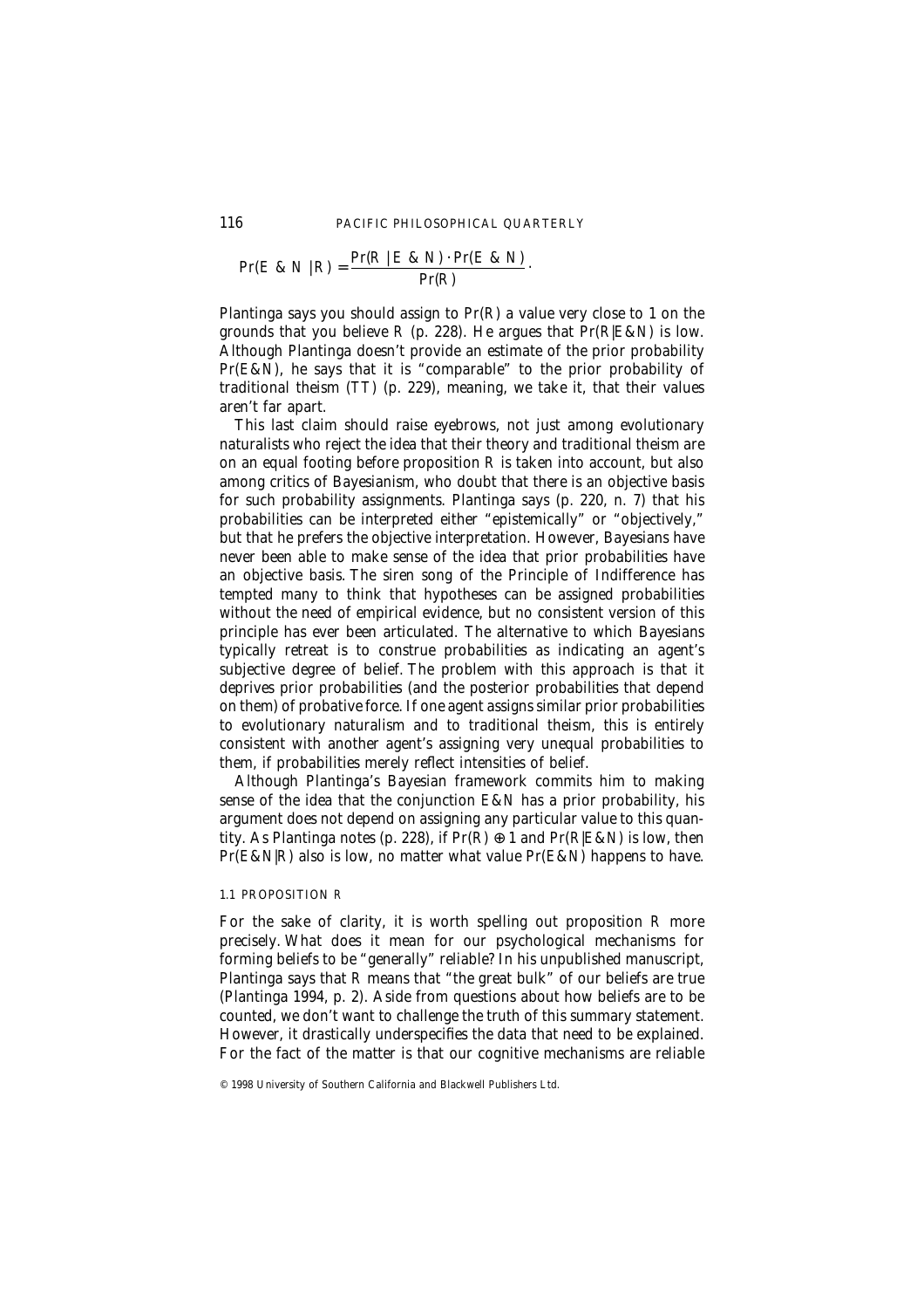$$Pr(E \& N \mid R) = \frac{Pr(R \mid E \& N) \cdot Pr(E \& N)}{Pr(R)}.$$

Plantinga says you should assign to $Pr(R)$ a value very close to 1 on the grounds that you believe $R$ (p. 228). He argues that $Pr(R|E\&N)$ is low. Although Plantinga doesn't provide an estimate of the prior probability $Pr(E\&N)$, he says that it is "comparable" to the prior probability of traditional theism (TT) (p. 229), meaning, we take it, that their values aren't far apart.

This last claim should raise eyebrows, not just among evolutionary naturalists who reject the idea that their theory and traditional theism are on an equal footing before proposition $R$ is taken into account, but also among critics of Bayesianism, who doubt that there is an objective basis for such probability assignments. Plantinga says (p. 220, n. 7) that his probabilities can be interpreted either "epistemically" or "objectively," but that he prefers the objective interpretation. However, Bayesians have never been able to make sense of the idea that prior probabilities have an objective basis. The siren song of the Principle of Indifference has tempted many to think that hypotheses can be assigned probabilities without the need of empirical evidence, but no consistent version of this principle has ever been articulated. The alternative to which Bayesians typically retreat is to construe probabilities as indicating an agent's subjective degree of belief. The problem with this approach is that it deprives prior probabilities (and the posterior probabilities that depend on them) of probative force. If one agent assigns similar prior probabilities to evolutionary naturalism and to traditional theism, this is entirely consistent with another agent's assigning very unequal probabilities to them, if probabilities merely reflect intensities of belief.

Although Plantinga's Bayesian framework commits him to making sense of the idea that the conjunction $E\&N$ has a prior probability, his argument does not depend on assigning any particular value to this quantity. As Plantinga notes (p. 228), if $Pr(R) \approx 1$ and $Pr(R|E\&N)$ is low, then $Pr(E\&N|R)$ also is low, no matter what value $Pr(E\&N)$ happens to have.

### 1.1 PROPOSITION R

For the sake of clarity, it is worth spelling out proposition $R$ more precisely. What does it mean for our psychological mechanisms for forming beliefs to be "generally" reliable? In his unpublished manuscript, Plantinga says that $R$ means that "the great bulk" of our beliefs are true (Plantinga 1994, p. 2). Aside from questions about how beliefs are to be counted, we don't want to challenge the truth of this summary statement. However, it drastically underspecifies the data that need to be explained. For the fact of the matter is that our cognitive mechanisms are reliable

© 1998 University of Southern California and Blackwell Publishers Ltd.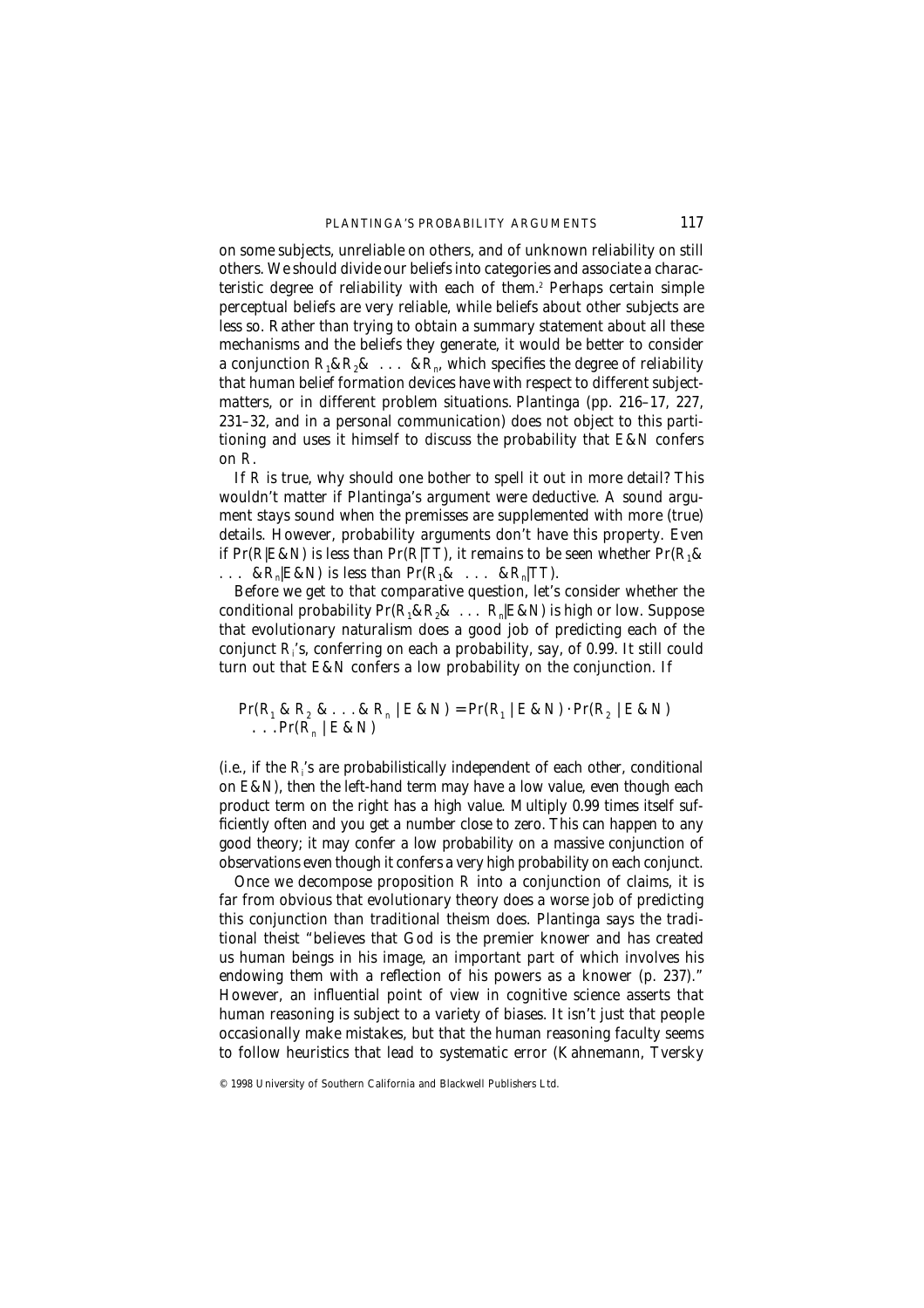on some subjects, unreliable on others, and of unknown reliability on still others. We should divide our beliefs into categories and associate a characteristic degree of reliability with each of them.[2] Perhaps certain simple perceptual beliefs are very reliable, while beliefs about other subjects are less so. Rather than trying to obtain a summary statement about all these mechanisms and the beliefs they generate, it would be better to consider a conjunction $R_1 \& R_2 \& \ \ldots \ \& R_n$, which specifies the degree of reliability that human belief formation devices have with respect to different subject-matters, or in different problem situations. Plantinga (pp. 216–17, 227, 231–32, and in a personal communication) does not object to this partitioning and uses it himself to discuss the probability that $E\&N$ confers on $R$.

If $R$ is true, why should one bother to spell it out in more detail? This wouldn't matter if Plantinga's argument were deductive. A sound argument stays sound when the premisses are supplemented with more (true) details. However, probability arguments don't have this property. Even if $Pr(R|E\&N)$ is less than $Pr(R|TT)$, it remains to be seen whether $Pr(R_1 \& \ \ldots \ \& R_n|E\&N)$ is less than $Pr(R_1 \& \ \ldots \ \& R_n|TT)$.

Before we get to that comparative question, let's consider whether the conditional probability $Pr(R_1 \& R_2 \& \ \ldots \ R_n|E\&N)$ is high or low. Suppose that evolutionary naturalism does a good job of predicting each of the conjunct $R_i$'s, conferring on each a probability, say, of 0.99. It still could turn out that $E\&N$ confers a low probability on the conjunction. If

$$Pr(R_1 \ \& \ R_2 \ \& \ldots \& \ R_n \mid E \ \& \ N) = Pr(R_1 \mid E \ \& \ N) \cdot Pr(R_2 \mid E \ \& \ N) \ldots Pr(R_n \mid E \ \& \ N)$$

(i.e., if the $R_i$'s are probabilistically independent of each other, conditional on $E\&N$), then the left-hand term may have a low value, even though each product term on the right has a high value. Multiply 0.99 times itself sufficiently often and you get a number close to zero. This can happen to any good theory; it may confer a low probability on a massive conjunction of observations even though it confers a very high probability on each conjunct.

Once we decompose proposition $R$ into a conjunction of claims, it is far from obvious that evolutionary theory does a worse job of predicting this conjunction than traditional theism does. Plantinga says the traditional theist "believes that God is the premier knower and has created us human beings in his image, an important part of which involves his endowing them with a reflection of his powers as a knower (p. 237)." However, an influential point of view in cognitive science asserts that human reasoning is subject to a variety of biases. It isn't just that people occasionally make mistakes, but that the human reasoning faculty seems to follow heuristics that lead to systematic error (Kahnemann, Tversky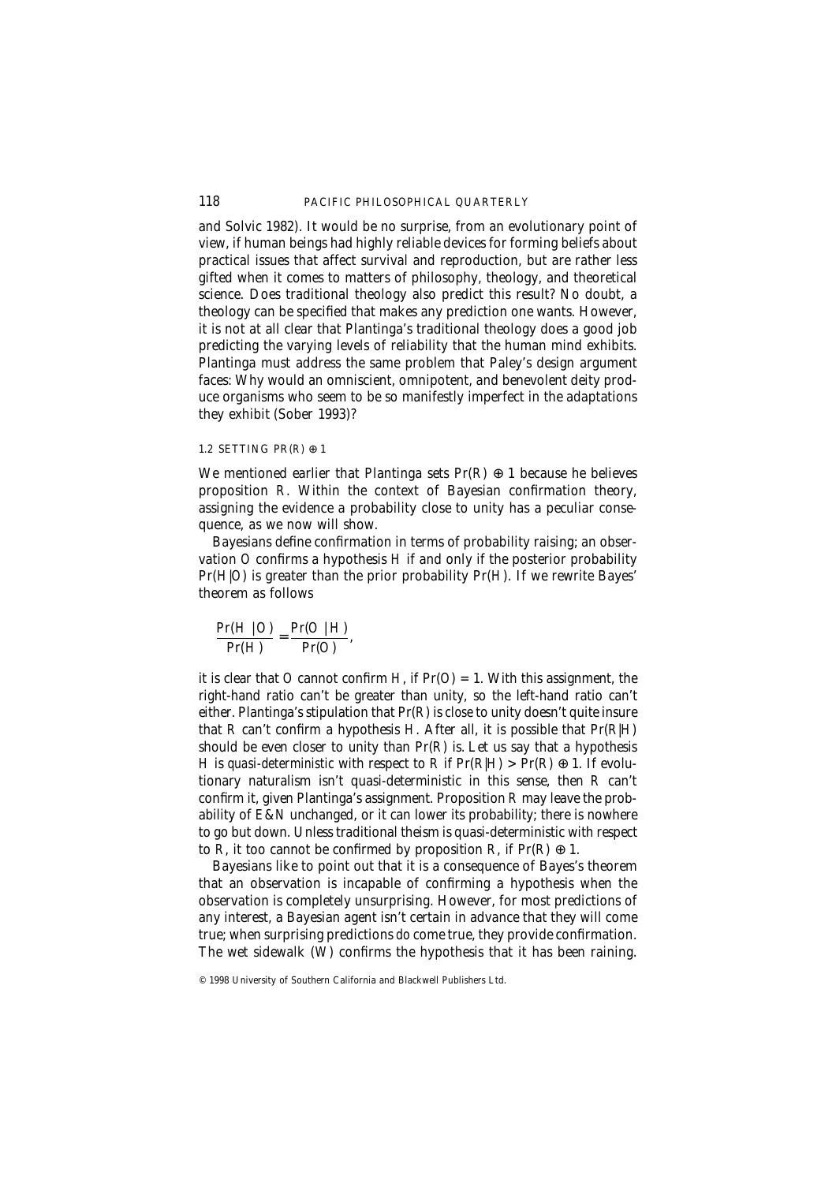and Solvic 1982). It would be no surprise, from an evolutionary point of view, if human beings had highly reliable devices for forming beliefs about practical issues that affect survival and reproduction, but are rather less gifted when it comes to matters of philosophy, theology, and theoretical science. Does traditional theology also predict this result? No doubt, a theology can be specified that makes any prediction one wants. However, it is not at all clear that Plantinga's traditional theology does a good job predicting the varying levels of reliability that the human mind exhibits. Plantinga must address the same problem that Paley's design argument faces: Why would an omniscient, omnipotent, and benevolent deity produce organisms who seem to be so manifestly imperfect in the adaptations they exhibit (Sober 1993)?

### 1.2 SETTING $PR(R) \oplus 1$

We mentioned earlier that Plantinga sets $Pr(R) \oplus 1$ because he believes proposition *R*. Within the context of Bayesian confirmation theory, assigning the evidence a probability close to unity has a peculiar consequence, as we now will show.

Bayesians define confirmation in terms of probability raising; an observation *O* confirms a hypothesis *H* if and only if the posterior probability $Pr(H|O)$ is greater than the prior probability $Pr(H)$. If we rewrite Bayes' theorem as follows

$$\frac{Pr(H \mid O)}{Pr(H)} = \frac{Pr(O \mid H)}{Pr(O)},$$

it is clear that *O* cannot confirm *H*, if $Pr(O) = 1$. With this assignment, the right-hand ratio can't be greater than unity, so the left-hand ratio can't either. Plantinga's stipulation that $Pr(R)$ is *close* to unity doesn't quite insure that *R* can't confirm a hypothesis *H*. After all, it is possible that $Pr(R|H)$ should be even closer to unity than $Pr(R)$ is. Let us say that a hypothesis *H* is *quasi-deterministic* with respect to *R* if $Pr(R|H) > Pr(R) \oplus 1$. If evolutionary naturalism isn't quasi-deterministic in this sense, then *R* can't confirm it, given Plantinga's assignment. Proposition *R* may leave the probability of E&N unchanged, or it can lower its probability; there is nowhere to go but down. Unless traditional theism is quasi-deterministic with respect to *R*, it too cannot be confirmed by proposition *R*, if $Pr(R) \oplus 1$.

Bayesians like to point out that it is a consequence of Bayes's theorem that an observation is incapable of confirming a hypothesis when the observation is completely unsurprising. However, for most predictions of any interest, a Bayesian agent isn't certain in advance that they will come true; when surprising predictions *do* come true, they provide confirmation. The wet sidewalk (*W*) confirms the hypothesis that it has been raining.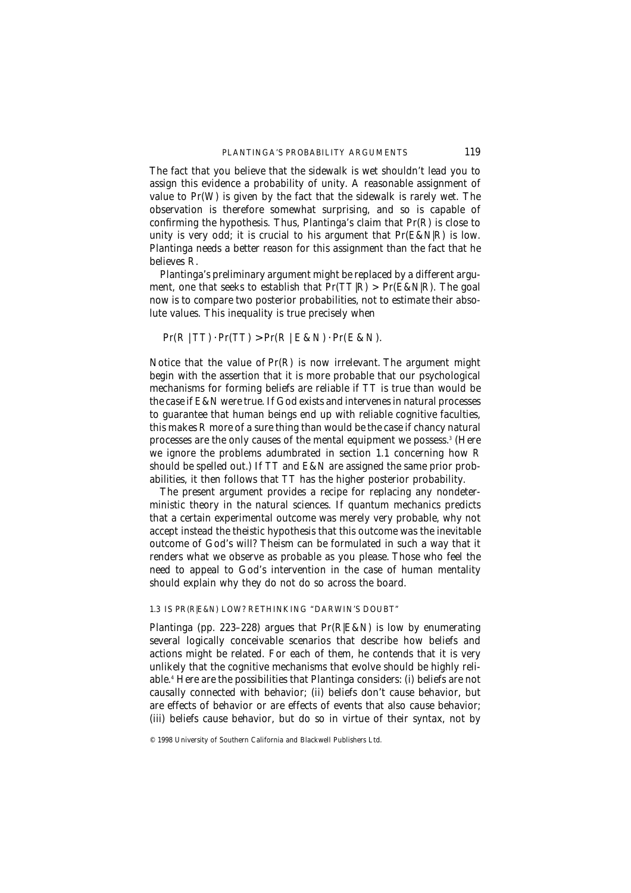The fact that you believe that the sidewalk is wet shouldn't lead you to assign this evidence a probability of unity. A reasonable assignment of value to $Pr(W)$ is given by the fact that the sidewalk is rarely wet. The observation is therefore somewhat surprising, and so is capable of confirming the hypothesis. Thus, Plantinga's claim that $Pr(R)$ is close to unity is very odd; it is crucial to his argument that $Pr(E\&N|R)$ is low. Plantinga needs a better reason for this assignment than the fact that he believes $R$.

Plantinga's preliminary argument might be replaced by a different argument, one that seeks to establish that $Pr(TT|R) > Pr(E\&N|R)$. The goal now is to compare two posterior probabilities, not to estimate their absolute values. This inequality is true precisely when

$$Pr(R \mid TT) \cdot Pr(TT) > Pr(R \mid E \& N) \cdot Pr(E \& N).$$

Notice that the value of $Pr(R)$ is now irrelevant. The argument might begin with the assertion that it is more probable that our psychological mechanisms for forming beliefs are reliable if $TT$ is true than would be the case if $E\&N$ were true. If God exists and intervenes in natural processes to guarantee that human beings end up with reliable cognitive faculties, this makes $R$ more of a sure thing than would be the case if chancy natural processes are the only causes of the mental equipment we possess.[3] (Here we ignore the problems adumbrated in section 1.1 concerning how $R$ should be spelled out.) If $TT$ and $E\&N$ are assigned the same prior probabilities, it then follows that $TT$ has the higher posterior probability.

The present argument provides a recipe for replacing any nondeterministic theory in the natural sciences. If quantum mechanics predicts that a certain experimental outcome was merely very probable, why not accept instead the theistic hypothesis that this outcome was the inevitable outcome of God's will? Theism can be formulated in such a way that it renders what we observe as probable as you please. Those who feel the need to appeal to God's intervention in the case of human mentality should explain why they do not do so across the board.

### 1.3 IS PR(R|E&N) LOW? RETHINKING "DARWIN'S DOUBT"

Plantinga (pp. 223–228) argues that $Pr(R|E\&N)$ is low by enumerating several logically conceivable scenarios that describe how beliefs and actions might be related. For each of them, he contends that it is very unlikely that the cognitive mechanisms that evolve should be highly reliable.[4] Here are the possibilities that Plantinga considers: (i) beliefs are not causally connected with behavior; (ii) beliefs don't cause behavior, but are effects of behavior or are effects of events that also cause behavior; (iii) beliefs cause behavior, but do so in virtue of their syntax, not by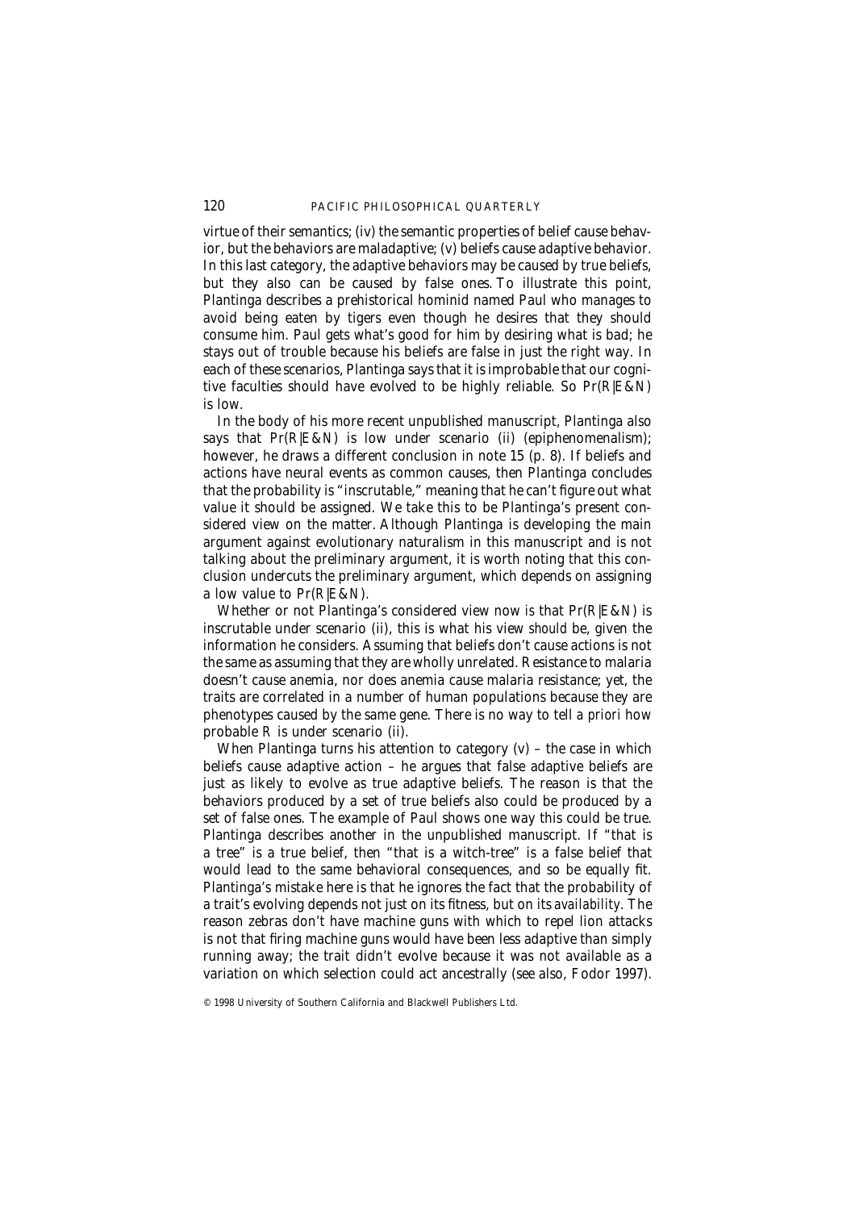virtue of their semantics; (iv) the semantic properties of belief cause behavior, but the behaviors are maladaptive; (v) beliefs cause adaptive behavior. In this last category, the adaptive behaviors may be caused by true beliefs, but they also can be caused by false ones. To illustrate this point, Plantinga describes a prehistorical hominid named Paul who manages to avoid being eaten by tigers even though he desires that they should consume him. Paul gets what's good for him by desiring what is bad; he stays out of trouble because his beliefs are false in just the right way. In each of these scenarios, Plantinga says that it is improbable that our cognitive faculties should have evolved to be highly reliable. So $Pr(R|E\&N)$ is low.

In the body of his more recent unpublished manuscript, Plantinga also says that $Pr(R|E\&N)$ is low under scenario (ii) (epiphenomenalism); however, he draws a different conclusion in note 15 (p. 8). If beliefs and actions have neural events as common causes, then Plantinga concludes that the probability is "inscrutable," meaning that he can't figure out what value it should be assigned. We take this to be Plantinga's present considered view on the matter. Although Plantinga is developing the main argument against evolutionary naturalism in this manuscript and is not talking about the preliminary argument, it is worth noting that this conclusion undercuts the preliminary argument, which depends on assigning a low value to $Pr(R|E\&N)$.

Whether or not Plantinga's considered view now is that $Pr(R|E\&N)$ is inscrutable under scenario (ii), this is what his view *should* be, given the information he considers. Assuming that beliefs don't cause actions is not the same as assuming that they are wholly unrelated. Resistance to malaria doesn't cause anemia, nor does anemia cause malaria resistance; yet, the traits are correlated in a number of human populations because they are phenotypes caused by the same gene. There is no way to tell *a priori* how probable $R$ is under scenario (ii).

When Plantinga turns his attention to category (v) – the case in which beliefs cause adaptive action – he argues that false adaptive beliefs are just as likely to evolve as true adaptive beliefs. The reason is that the behaviors produced by a set of true beliefs also could be produced by a set of false ones. The example of Paul shows one way this could be true. Plantinga describes another in the unpublished manuscript. If "that is a tree" is a true belief, then "that is a witch-tree" is a false belief that would lead to the same behavioral consequences, and so be equally fit. Plantinga's mistake here is that he ignores the fact that the probability of a trait's evolving depends not just on its fitness, but on its *availability*. The reason zebras don't have machine guns with which to repel lion attacks is not that firing machine guns would have been less adaptive than simply running away; the trait didn't evolve because it was not available as a variation on which selection could act ancestrally (see also, Fodor 1997).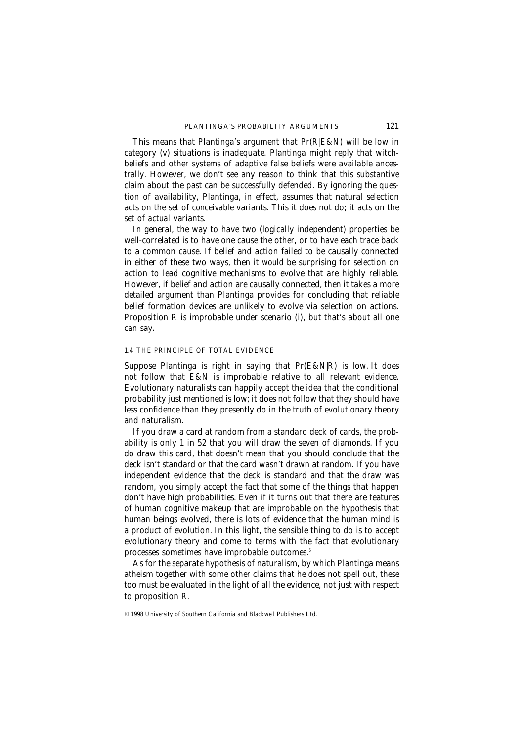This means that Plantinga's argument that $Pr(R|E\&N)$ will be low in category (v) situations is inadequate. Plantinga might reply that witch-beliefs and other systems of adaptive false beliefs were available ancestrally. However, we don't see any reason to think that this substantive claim about the past can be successfully defended. By ignoring the question of availability, Plantinga, in effect, assumes that natural selection acts on the set of *conceivable* variants. This it does not do; it acts on the set of *actual* variants.

In general, the way to have two (logically independent) properties be well-correlated is to have one cause the other, or to have each trace back to a common cause. If belief and action failed to be causally connected in either of these two ways, then it *would* be surprising for selection on action to lead cognitive mechanisms to evolve that are highly reliable. However, if belief and action are causally connected, then it takes a more detailed argument than Plantinga provides for concluding that reliable belief formation devices are unlikely to evolve via selection on actions. Proposition R is improbable under scenario (i), but that's about all one can say.

### 1.4 THE PRINCIPLE OF TOTAL EVIDENCE

Suppose Plantinga is right in saying that $Pr(E\&N|R)$ is low. It does not follow that E&N is improbable relative to *all* relevant evidence. Evolutionary naturalists can happily accept the idea that the conditional probability just mentioned is low; it does not follow that they should have less confidence than they presently do in the truth of evolutionary theory and naturalism.

If you draw a card at random from a standard deck of cards, the probability is only 1 in 52 that you will draw the seven of diamonds. If you do draw this card, that doesn't mean that you should conclude that the deck isn't standard or that the card wasn't drawn at random. If you have independent evidence that the deck is standard and that the draw was random, you simply accept the fact that some of the things that happen don't have high probabilities. Even if it turns out that there are features of human cognitive makeup that are improbable on the hypothesis that human beings evolved, there is lots of evidence that the human mind is a product of evolution. In this light, the sensible thing to do is to accept evolutionary theory and come to terms with the fact that evolutionary processes sometimes have improbable outcomes.[5]

As for the separate hypothesis of naturalism, by which Plantinga means atheism together with some other claims that he does not spell out, these too must be evaluated in the light of all the evidence, not just with respect to proposition R.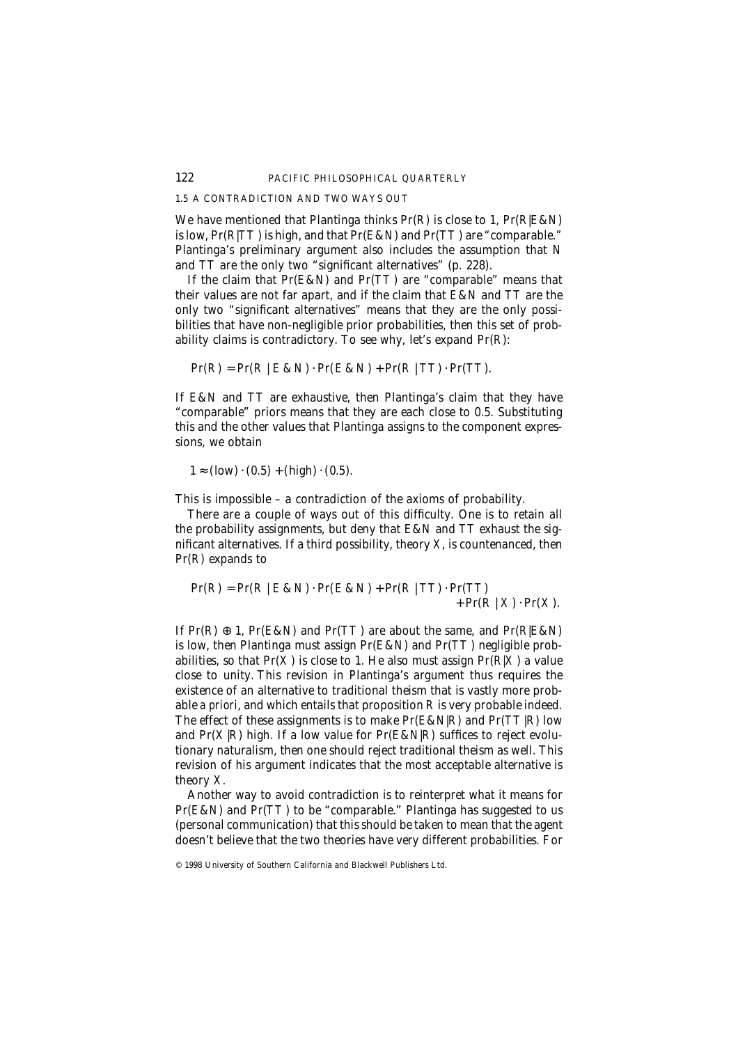### 1.5 A CONTRADICTION AND TWO WAYS OUT

We have mentioned that Plantinga thinks $Pr(R)$ is close to 1, $Pr(R|E\&N)$ is low, $Pr(R|TT)$ is high, and that $Pr(E\&N)$ and $Pr(TT)$ are "comparable." Plantinga's preliminary argument also includes the assumption that N and TT are the only two "significant alternatives" (p. 228).

If the claim that $Pr(E\&N)$ and $Pr(TT)$ are "comparable" means that their values are not far apart, and if the claim that E&N and TT are the only two "significant alternatives" means that they are the only possibilities that have non-negligible prior probabilities, then this set of probability claims is contradictory. To see why, let's expand $Pr(R)$:

$$Pr(R) = Pr(R \mid E\&N) \cdot Pr(E\&N) + Pr(R \mid TT) \cdot Pr(TT).$$

If E&N and TT are exhaustive, then Plantinga's claim that they have "comparable" priors means that they are each close to 0.5. Substituting this and the other values that Plantinga assigns to the component expressions, we obtain

$$1 \approx (\text{low}) \cdot (0.5) + (\text{high}) \cdot (0.5).$$

This is impossible – a contradiction of the axioms of probability.

There are a couple of ways out of this difficulty. One is to retain all the probability assignments, but deny that E&N and TT exhaust the significant alternatives. If a third possibility, theory X, is countenanced, then $Pr(R)$ expands to

$$Pr(R) = Pr(R \mid E\&N) \cdot Pr(E\&N) + Pr(R \mid TT) \cdot Pr(TT) + Pr(R \mid X) \cdot Pr(X).$$

If $Pr(R) \oplus 1$, $Pr(E\&N)$ and $Pr(TT)$ are about the same, and $Pr(R|E\&N)$ is low, then Plantinga must assign $Pr(E\&N)$ and $Pr(TT)$ negligible probabilities, so that $Pr(X)$ is close to 1. He also must assign $Pr(R|X)$ a value close to unity. This revision in Plantinga's argument thus requires the existence of an alternative to traditional theism that is vastly more probable *a priori*, and which entails that proposition R is very probable indeed. The effect of these assignments is to make $Pr(E\&N|R)$ and $Pr(TT|R)$ low and $Pr(X|R)$ high. If a low value for $Pr(E\&N|R)$ suffices to reject evolutionary naturalism, then one should reject traditional theism as well. This revision of his argument indicates that the most acceptable alternative is theory X.

Another way to avoid contradiction is to reinterpret what it means for $Pr(E\&N)$ and $Pr(TT)$ to be "comparable." Plantinga has suggested to us (personal communication) that this should be taken to mean that the agent doesn't believe that the two theories have very different probabilities. For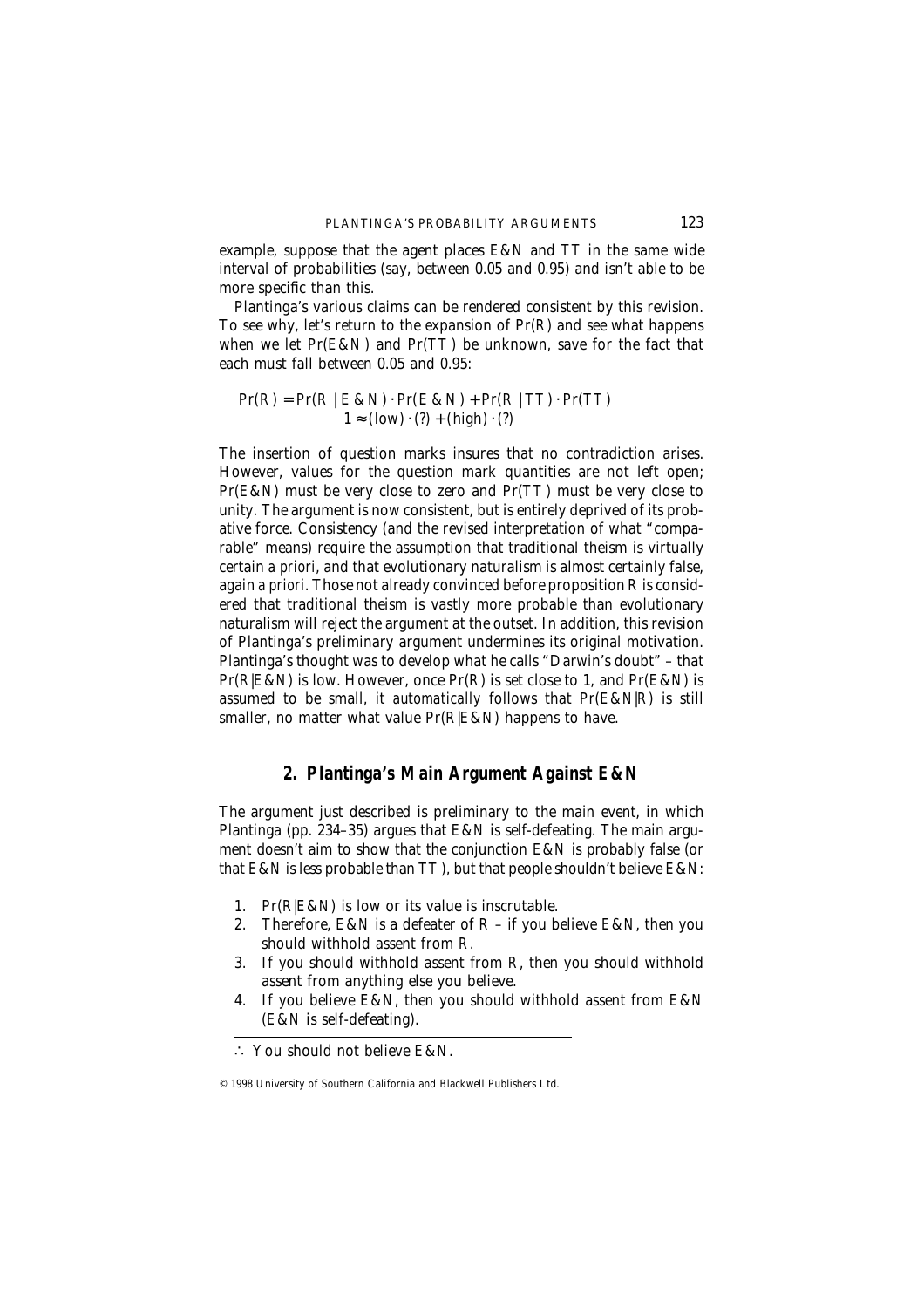example, suppose that the agent places E&N and TT in the same wide interval of probabilities (say, between 0.05 and 0.95) and isn't able to be more specific than this.

Plantinga's various claims can be rendered consistent by this revision. To see why, let's return to the expansion of Pr(R) and see what happens when we let Pr(E&N) and Pr(TT) be unknown, save for the fact that each must fall between 0.05 and 0.95:

$$\begin{aligned} Pr(R) &= Pr(R \mid E\&N) \cdot Pr(E\&N) + Pr(R \mid TT) \cdot Pr(TT) \\ 1 &\approx (\text{low}) \cdot (?) + (\text{high}) \cdot (?) \end{aligned}$$

The insertion of question marks insures that no contradiction arises. However, values for the question mark quantities are not left open; Pr(E&N) must be very close to zero and Pr(TT) must be very close to unity. The argument is now consistent, but is entirely deprived of its probative force. Consistency (and the revised interpretation of what "comparable" means) require the assumption that traditional theism is virtually certain *a priori*, and that evolutionary naturalism is almost certainly false, again *a priori*. Those not already convinced before proposition R is considered that traditional theism is vastly more probable than evolutionary naturalism will reject the argument at the outset. In addition, this revision of Plantinga's preliminary argument undermines its original motivation. Plantinga's thought was to develop what he calls "Darwin's doubt" – that Pr(R|E&N) is low. However, once Pr(R) is set close to 1, and Pr(E&N) is assumed to be small, it *automatically* follows that Pr(E&N|R) is still smaller, no matter what value Pr(R|E&N) happens to have.

## 2. Plantinga's Main Argument Against E&N

The argument just described is preliminary to the main event, in which Plantinga (pp. 234–35) argues that E&N is self-defeating. The main argument doesn't aim to show that the conjunction E&N is probably false (or that E&N is less probable than TT), but that people shouldn't believe E&N:

1. Pr(R|E&N) is low or its value is inscrutable.
2. Therefore, E&N is a defeater of R – if you believe E&N, then you should withhold assent from R.
3. If you should withhold assent from R, then you should withhold assent from anything else you believe.
4. If you believe E&N, then you should withhold assent from E&N (E&N is self-defeating).

---

∴ You should not believe E&N.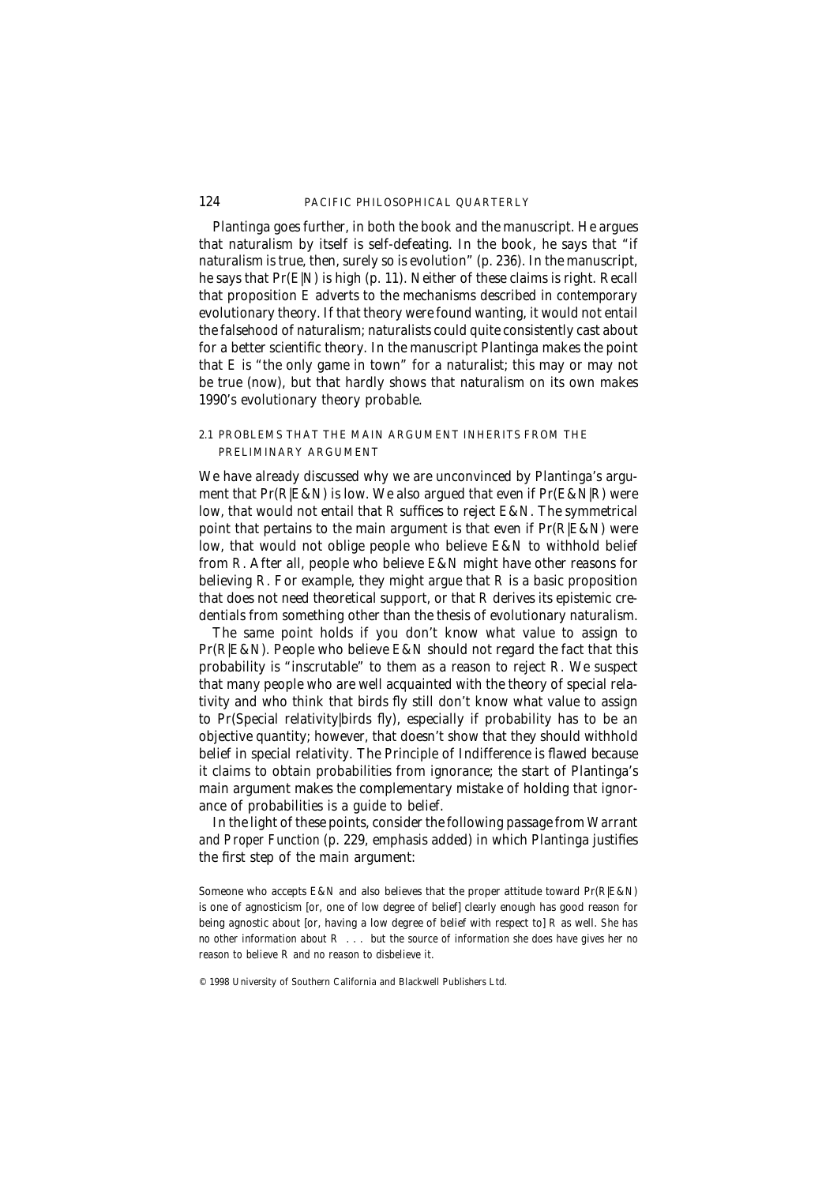Plantinga goes further, in both the book and the manuscript. He argues that naturalism by itself is self-defeating. In the book, he says that "if naturalism is true, then, surely so is evolution" (p. 236). In the manuscript, he says that $Pr(E|N)$ is high (p. 11). Neither of these claims is right. Recall that proposition *E* adverts to the mechanisms described in *contemporary* evolutionary theory. If that theory were found wanting, it would not entail the falsehood of naturalism; naturalists could quite consistently cast about for a better scientific theory. In the manuscript Plantinga makes the point that *E* is "the only game in town" for a naturalist; this may or may not be true (now), but that hardly shows that naturalism on its own makes 1990's evolutionary theory probable.

### 2.1 PROBLEMS THAT THE MAIN ARGUMENT INHERITS FROM THE PRELIMINARY ARGUMENT

We have already discussed why we are unconvinced by Plantinga's argument that $Pr(R|E\&N)$ is low. We also argued that even if $Pr(E\&N|R)$ were low, that would not entail that *R* suffices to reject *E&N*. The symmetrical point that pertains to the main argument is that even if $Pr(R|E\&N)$ were low, that would not oblige people who believe *E&N* to withhold belief from *R*. After all, people who believe *E&N* might have other reasons for believing *R*. For example, they might argue that *R* is a basic proposition that does not need theoretical support, or that *R* derives its epistemic credentials from something other than the thesis of evolutionary naturalism.

The same point holds if you don't know what value to assign to $Pr(R|E\&N)$. People who believe *E&N* should not regard the fact that this probability is "inscrutable" to them as a reason to reject *R*. We suspect that many people who are well acquainted with the theory of special relativity and who think that birds fly still don't know what value to assign to Pr(Special relativity|birds fly), especially if probability has to be an objective quantity; however, that doesn't show that they should withhold belief in special relativity. The Principle of Indifference is flawed because it claims to obtain probabilities from ignorance; the start of Plantinga's main argument makes the complementary mistake of holding that ignorance of probabilities is a guide to belief.

In the light of these points, consider the following passage from *Warrant and Proper Function* (p. 229, emphasis added) in which Plantinga justifies the first step of the main argument:

> Someone who accepts *E&N* and also believes that the proper attitude toward $Pr(R|E\&N)$ is one of agnosticism [or, one of low degree of belief] clearly enough has good reason for being agnostic about [or, having a low degree of belief with respect to] *R* as well. *She has no other information about R . . . but the source of information she does have gives her no reason to believe R and no reason to disbelieve it.*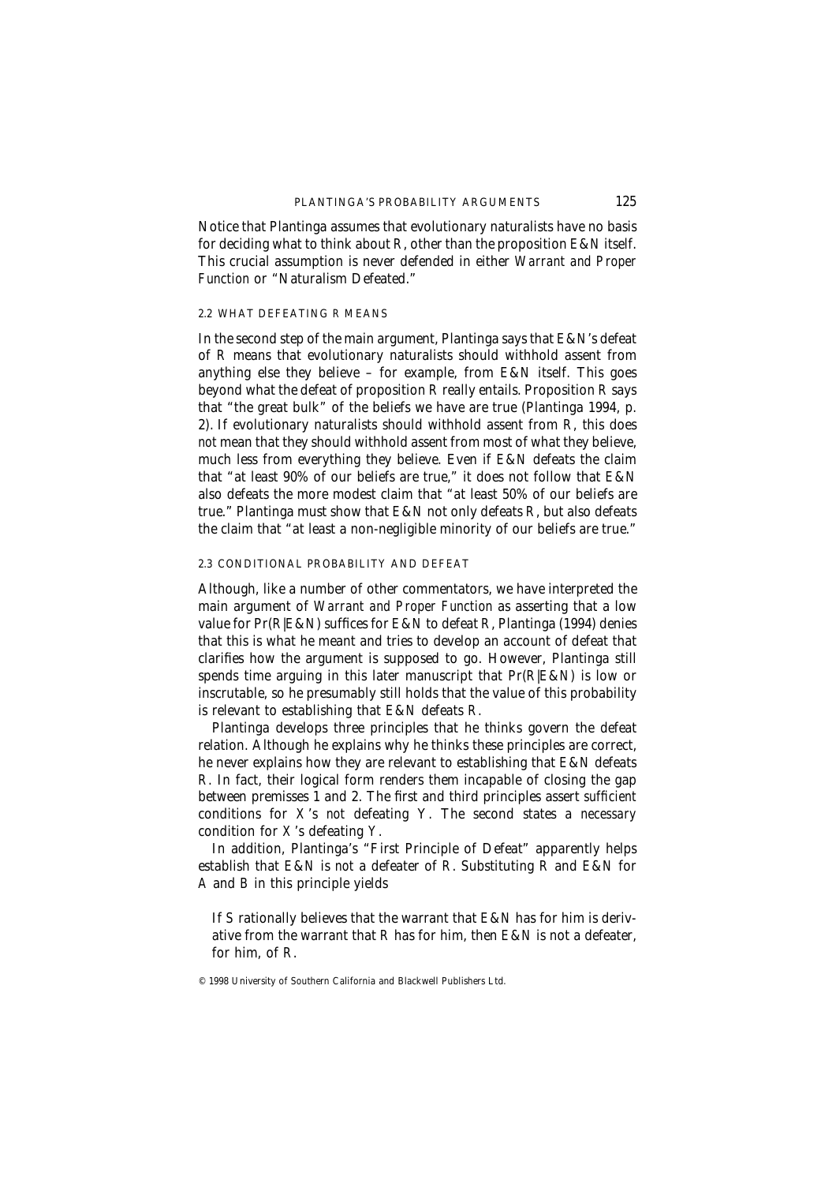Notice that Plantinga assumes that evolutionary naturalists have no basis for deciding what to think about *R*, other than the proposition *E&N* itself. This crucial assumption is never defended in either *Warrant and Proper Function* or "Naturalism Defeated."

### 2.2 WHAT DEFEATING *R* MEANS

In the second step of the main argument, Plantinga says that *E&N*'s defeat of *R* means that evolutionary naturalists should withhold assent from anything else they believe – for example, from *E&N* itself. This goes beyond what the defeat of proposition *R* really entails. Proposition *R* says that "the great bulk" of the beliefs we have are true (Plantinga 1994, p. 2). If evolutionary naturalists should withhold assent from *R*, this does *not* mean that they should withhold assent from most of what they believe, much less from everything they believe. Even if *E&N* defeats the claim that "at least 90% of our beliefs are true," it does not follow that *E&N* also defeats the more modest claim that "at least 50% of our beliefs are true." Plantinga must show that *E&N* not only defeats *R*, but also defeats the claim that "at least a non-negligible minority of our beliefs are true."

### 2.3 CONDITIONAL PROBABILITY AND DEFEAT

Although, like a number of other commentators, we have interpreted the main argument of *Warrant and Proper Function* as asserting that a low value for $Pr(R|E\&N)$ suffices for *E&N* to defeat *R*, Plantinga (1994) denies that this is what he meant and tries to develop an account of defeat that clarifies how the argument is supposed to go. However, Plantinga still spends time arguing in this later manuscript that $Pr(R|E\&N)$ is low or inscrutable, so he presumably still holds that the value of this probability is relevant to establishing that *E&N* defeats *R*.

Plantinga develops three principles that he thinks govern the defeat relation. Although he explains why he thinks these principles are correct, he never explains how they are relevant to establishing that *E&N* defeats *R*. In fact, their logical form renders them incapable of closing the gap between premisses 1 and 2. The first and third principles assert *sufficient* conditions for *X*'s *not* defeating *Y*. The second states a *necessary* condition for *X*'s defeating *Y*.

In addition, Plantinga's "First Principle of Defeat" apparently helps establish that *E&N* is *not* a defeater of *R*. Substituting *R* and *E&N* for *A* and *B* in this principle yields

> If *S* rationally believes that the warrant that *E&N* has for him is derivative from the warrant that *R* has for him, then *E&N* is not a defeater, for him, of *R*.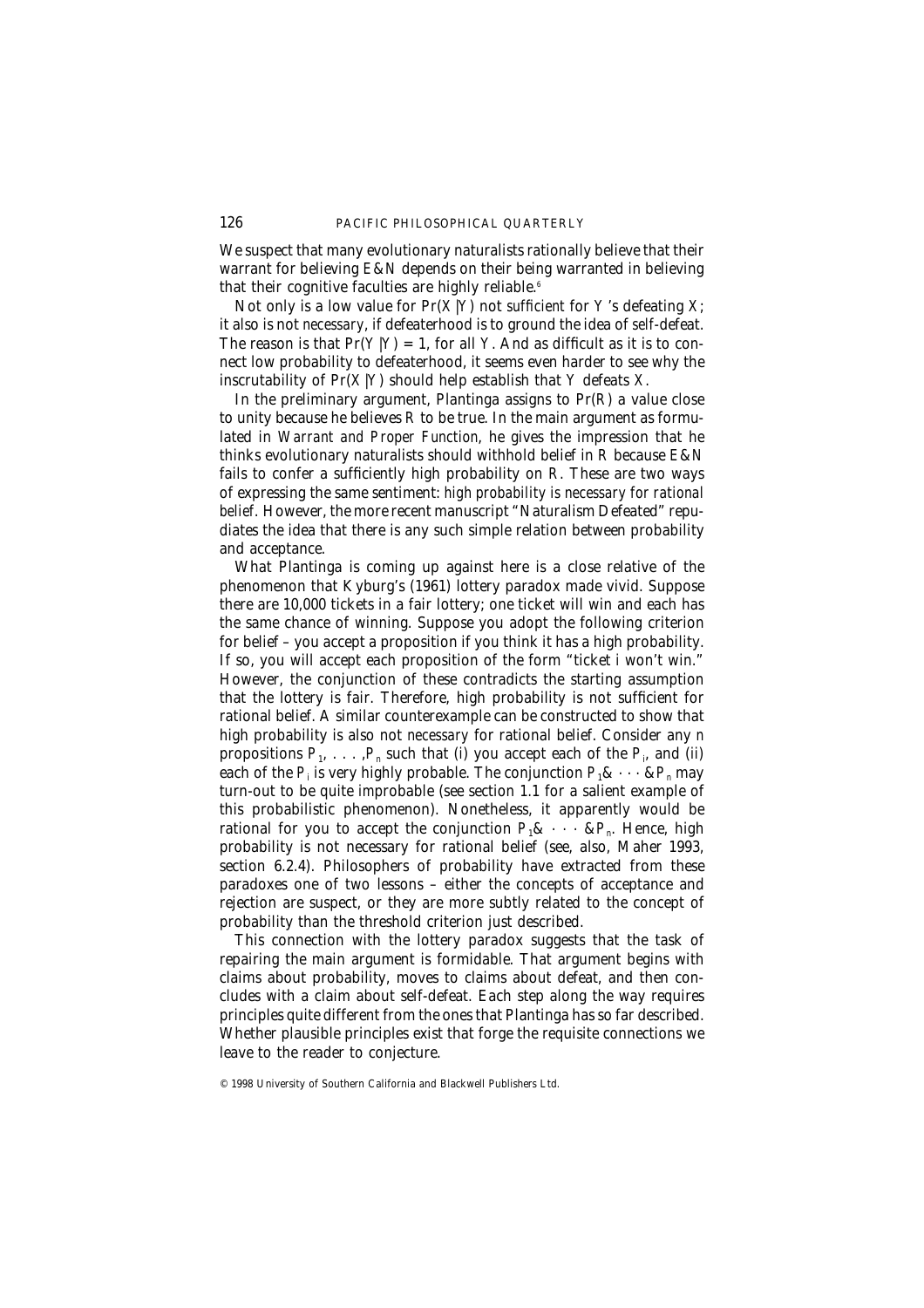We suspect that many evolutionary naturalists rationally believe that their warrant for believing E&N depends on their being warranted in believing that their cognitive faculties are highly reliable.[6]

Not only is a low value for $Pr(X|Y)$ not *sufficient* for $Y$'s defeating $X$; it also is not *necessary*, if defeaterhood is to ground the idea of *self*-defeat. The reason is that $Pr(Y|Y) = 1$, for all $Y$. And as difficult as it is to connect low probability to defeaterhood, it seems even harder to see why the inscrutability of $Pr(X|Y)$ should help establish that $Y$ defeats $X$.

In the preliminary argument, Plantinga assigns to $Pr(R)$ a value close to unity because he believes $R$ to be true. In the main argument as formulated in *Warrant and Proper Function*, he gives the impression that he thinks evolutionary naturalists should withhold belief in $R$ because E&N fails to confer a sufficiently high probability on $R$. These are two ways of expressing the same sentiment: *high probability is necessary for rational belief*. However, the more recent manuscript "Naturalism Defeated" repudiates the idea that there is any such simple relation between probability and acceptance.

What Plantinga is coming up against here is a close relative of the phenomenon that Kyburg's (1961) lottery paradox made vivid. Suppose there are 10,000 tickets in a fair lottery; one ticket will win and each has the same chance of winning. Suppose you adopt the following criterion for belief – you accept a proposition if you think it has a high probability. If so, you will accept each proposition of the form "ticket i won't win." However, the conjunction of these contradicts the starting assumption that the lottery is fair. Therefore, high probability is not sufficient for rational belief. A similar counterexample can be constructed to show that high probability is also not *necessary* for rational belief. Consider any $n$ propositions $P_1, \ldots, P_n$ such that (i) you accept each of the $P_i$, and (ii) each of the $P_i$ is very highly probable. The conjunction $P_1 \& \cdots \& P_n$ may turn-out to be quite improbable (see section 1.1 for a salient example of this probabilistic phenomenon). Nonetheless, it apparently would be rational for you to accept the conjunction $P_1 \& \cdots \& P_n$. Hence, high probability is not necessary for rational belief (see, also, Maher 1993, section 6.2.4). Philosophers of probability have extracted from these paradoxes one of two lessons – either the concepts of acceptance and rejection are suspect, or they are more subtly related to the concept of probability than the threshold criterion just described.

This connection with the lottery paradox suggests that the task of repairing the main argument is formidable. That argument begins with claims about probability, moves to claims about defeat, and then concludes with a claim about self-defeat. Each step along the way requires principles quite different from the ones that Plantinga has so far described. Whether plausible principles exist that forge the requisite connections we leave to the reader to conjecture.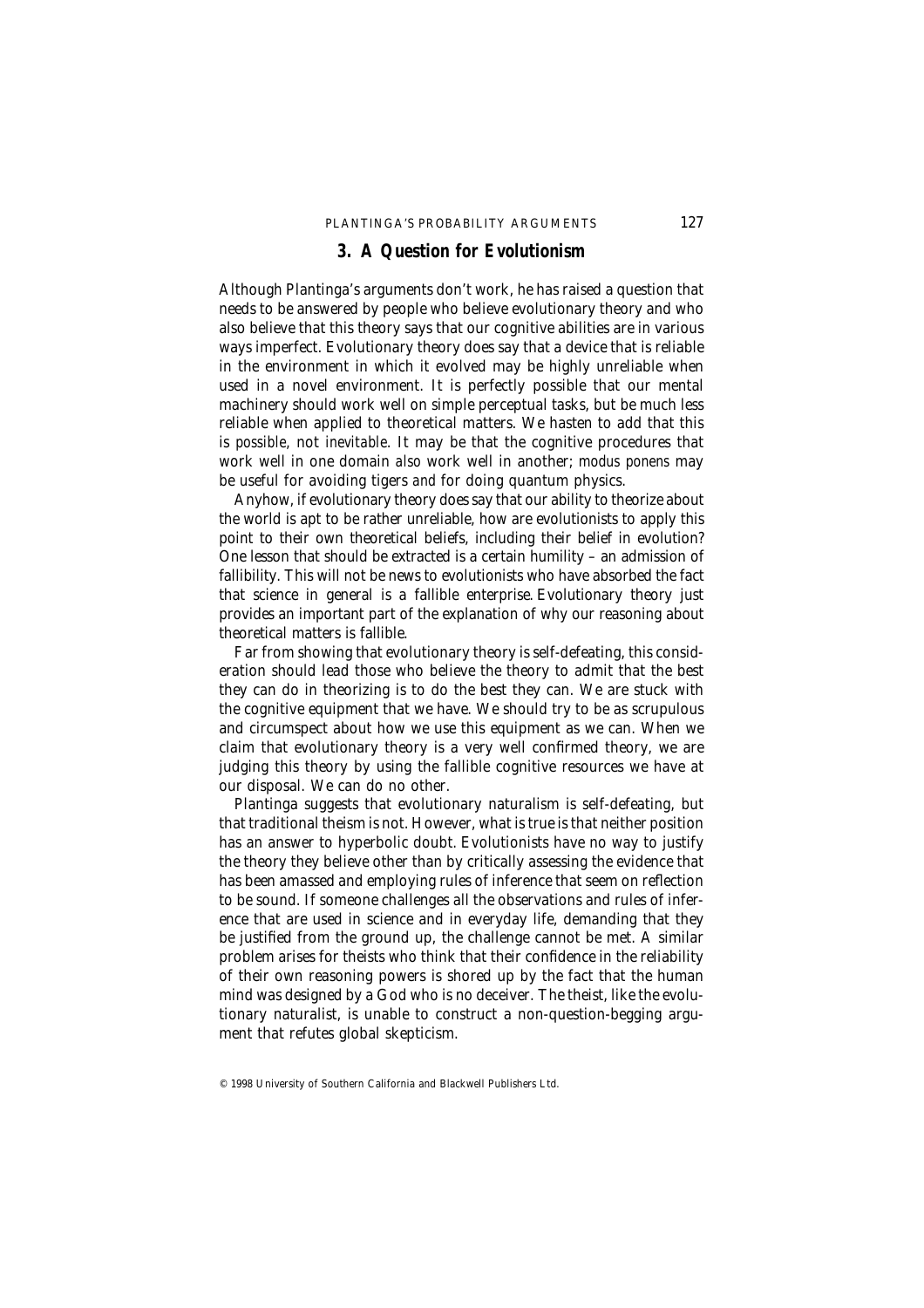## 3. A Question for Evolutionism

Although Plantinga's arguments don't work, he has raised a question that needs to be answered by people who believe evolutionary theory and who also believe that this theory says that our cognitive abilities are in various ways imperfect. Evolutionary theory does say that a device that is reliable in the environment in which it evolved may be highly unreliable when used in a novel environment. It is perfectly possible that our mental machinery should work well on simple perceptual tasks, but be much less reliable when applied to theoretical matters. We hasten to add that this is *possible*, not *inevitable*. It may be that the cognitive procedures that work well in one domain *also* work well in another; *modus ponens* may be useful for avoiding tigers *and* for doing quantum physics.

Anyhow, if evolutionary theory does say that our ability to theorize about the world is apt to be rather unreliable, how are evolutionists to apply this point to their own theoretical beliefs, including their belief in evolution? One lesson that should be extracted is a certain humility – an admission of fallibility. This will not be news to evolutionists who have absorbed the fact that science in general is a fallible enterprise. Evolutionary theory just provides an important part of the explanation of why our reasoning about theoretical matters is fallible.

Far from showing that evolutionary theory is self-defeating, this consideration should lead those who believe the theory to admit that the best they can do in theorizing is to do the best they can. We are stuck with the cognitive equipment that we have. We should try to be as scrupulous and circumspect about how we use this equipment as we can. When we claim that evolutionary theory is a very well confirmed theory, we are judging this theory by using the fallible cognitive resources we have at our disposal. We can do no other.

Plantinga suggests that evolutionary naturalism is self-defeating, but that traditional theism is not. However, what is true is that neither position has an answer to hyperbolic doubt. Evolutionists have no way to justify the theory they believe other than by critically assessing the evidence that has been amassed and employing rules of inference that seem on reflection to be sound. If someone challenges all the observations and rules of inference that are used in science and in everyday life, demanding that they be justified from the ground up, the challenge cannot be met. A similar problem arises for theists who think that their confidence in the reliability of their own reasoning powers is shored up by the fact that the human mind was designed by a God who is no deceiver. The theist, like the evolutionary naturalist, is unable to construct a non-question-begging argument that refutes global skepticism.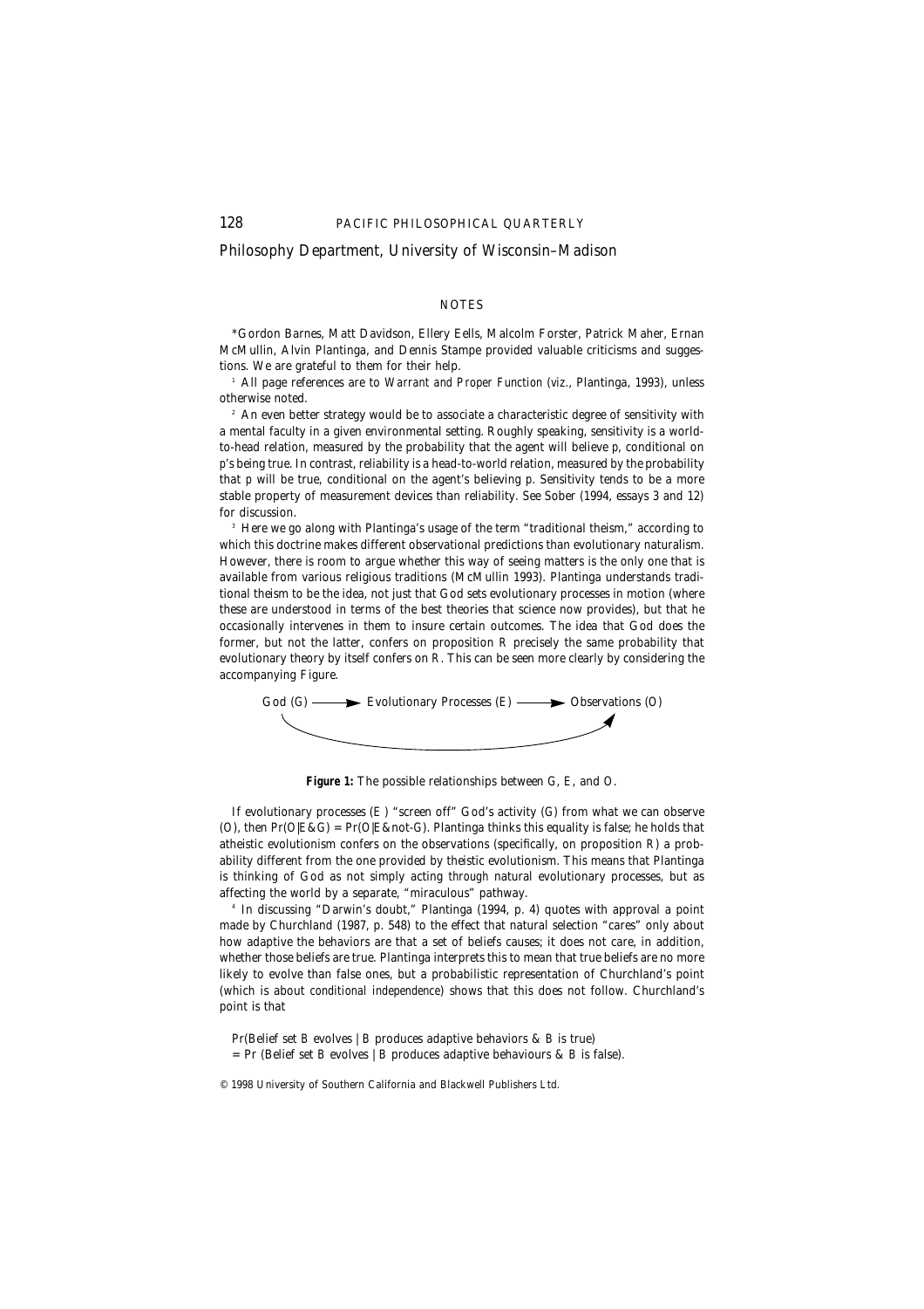Philosophy Department, University of Wisconsin–Madison

## NOTES

*Gordon Barnes, Matt Davidson, Ellery Eells, Malcolm Forster, Patrick Maher, Ernan McMullin, Alvin Plantinga, and Dennis Stampe provided valuable criticisms and suggestions. We are grateful to them for their help.

[1] All page references are to *Warrant and Proper Function* (viz., Plantinga, 1993), unless otherwise noted.

[2] An even better strategy would be to associate a characteristic degree of sensitivity with a mental faculty in a given environmental setting. Roughly speaking, sensitivity is a world-to-head relation, measured by the probability that the agent will believe *p*, conditional on *p*'s being true. In contrast, reliability is a head-to-world relation, measured by the probability that *p* will be true, conditional on the agent's believing *p*. Sensitivity tends to be a more stable property of measurement devices than reliability. See Sober (1994, essays 3 and 12) for discussion.

[3] Here we go along with Plantinga's usage of the term "traditional theism," according to which this doctrine makes different observational predictions than evolutionary naturalism. However, there is room to argue whether this way of seeing matters is the only one that is available from various religious traditions (McMullin 1993). Plantinga understands traditional theism to be the idea, not just that God sets evolutionary processes in motion (where these are understood in terms of the best theories that science now provides), but that he occasionally intervenes in them to insure certain outcomes. The idea that God does the former, but not the latter, confers on proposition *R* precisely the same probability that evolutionary theory by itself confers on *R*. This can be seen more clearly by considering the accompanying Figure.

God (G) → Evolutionary Processes (E) → Observations (O)

**Figure 1:** The possible relationships between *G*, *E*, and *O*.

If evolutionary processes (*E*) "screen off" God's activity (*G*) from what we can observe (*O*), then $Pr(O|E\&G) = Pr(O|E\&not\text{-}G)$. Plantinga thinks this equality is false; he holds that atheistic evolutionism confers on the observations (specifically, on proposition *R*) a probability different from the one provided by theistic evolutionism. This means that Plantinga is thinking of God as not simply acting *through* natural evolutionary processes, but as affecting the world by a separate, "miraculous" pathway.

[4] In discussing "Darwin's doubt," Plantinga (1994, p. 4) quotes with approval a point made by Churchland (1987, p. 548) to the effect that natural selection "cares" only about how adaptive the behaviors are that a set of beliefs causes; it does not care, in addition, whether those beliefs are true. Plantinga interprets this to mean that true beliefs are no more likely to evolve than false ones, but a probabilistic representation of Churchland's point (which is about *conditional independence*) shows that this does not follow. Churchland's point is that

Pr(Belief set *B* evolves | *B* produces adaptive behaviors & *B* is true)
= Pr (Belief set *B* evolves | *B* produces adaptive behaviours & *B* is false).

© 1998 University of Southern California and Blackwell Publishers Ltd.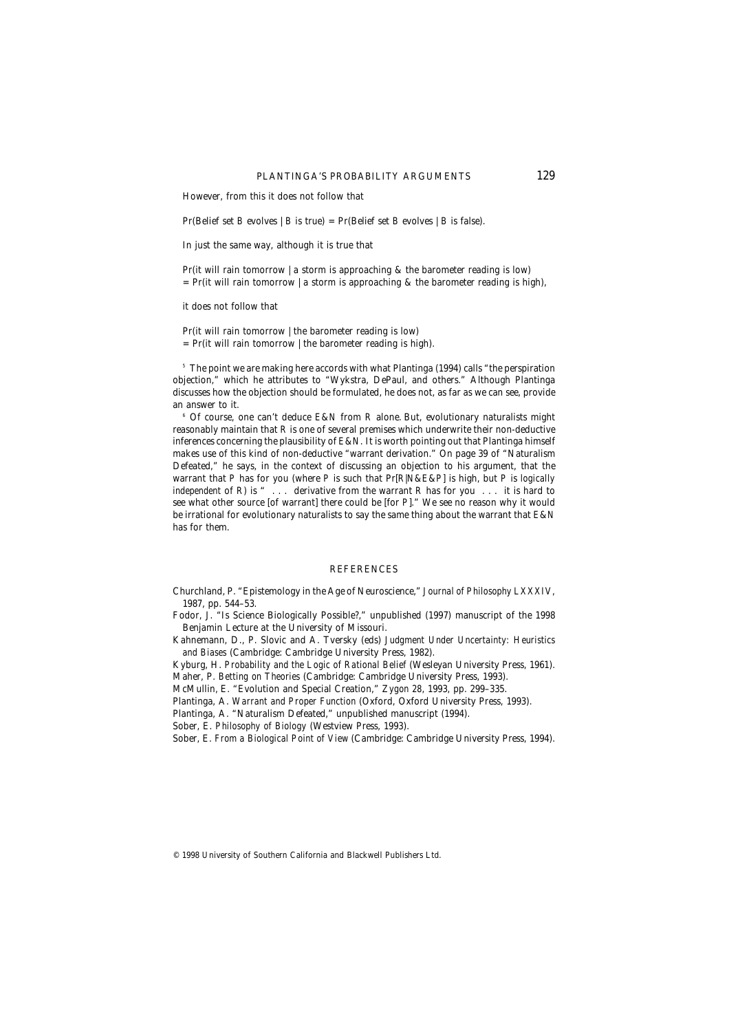However, from this it does not follow that

Pr(Belief set *B* evolves | *B* is true) = Pr(Belief set *B* evolves | *B* is false).

In just the same way, although it is true that

Pr(it will rain tomorrow | a storm is approaching & the barometer reading is low)
= Pr(it will rain tomorrow | a storm is approaching & the barometer reading is high),

it does not follow that

Pr(it will rain tomorrow | the barometer reading is low)
= Pr(it will rain tomorrow | the barometer reading is high).

[5] The point we are making here accords with what Plantinga (1994) calls "the perspiration objection," which he attributes to "Wykstra, DePaul, and others." Although Plantinga discusses how the objection should be formulated, he does not, as far as we can see, provide an answer to it.

[6] Of course, one can't deduce E&N from *R* alone. But, evolutionary naturalists might reasonably maintain that *R* is one of several premises which underwrite their non-deductive inferences concerning the plausibility of E&N. It is worth pointing out that Plantinga himself makes use of this kind of non-deductive "warrant derivation." On page 39 of "Naturalism Defeated," he says, in the context of discussing an objection to his argument, that the warrant that *P* has for you (where *P* is such that Pr[*R*|N&E&*P*] is high, but *P* is *logically independent of R*) is " . . . derivative from the warrant *R* has for you . . . it is hard to see what other source [of warrant] there could be [for *P*]." We see no reason why it would be irrational for evolutionary naturalists to say the same thing about the warrant that E&N has for them.

## REFERENCES

Churchland, P. "Epistemology in the Age of Neuroscience," *Journal of Philosophy* LXXXIV, 1987, pp. 544–53.

Fodor, J. "Is Science Biologically Possible?," unpublished (1997) manuscript of the 1998 Benjamin Lecture at the University of Missouri.

Kahnemann, D., P. Slovic and A. Tversky (eds) *Judgment Under Uncertainty: Heuristics and Biases* (Cambridge: Cambridge University Press, 1982).

Kyburg, H. *Probability and the Logic of Rational Belief* (Wesleyan University Press, 1961).

Maher, P. *Betting on Theories* (Cambridge: Cambridge University Press, 1993).

McMullin, E. "Evolution and Special Creation," *Zygon* 28, 1993, pp. 299–335.

Plantinga, A. *Warrant and Proper Function* (Oxford, Oxford University Press, 1993).

Plantinga, A. "Naturalism Defeated," unpublished manuscript (1994).

Sober, E. *Philosophy of Biology* (Westview Press, 1993).

Sober, E. *From a Biological Point of View* (Cambridge: Cambridge University Press, 1994).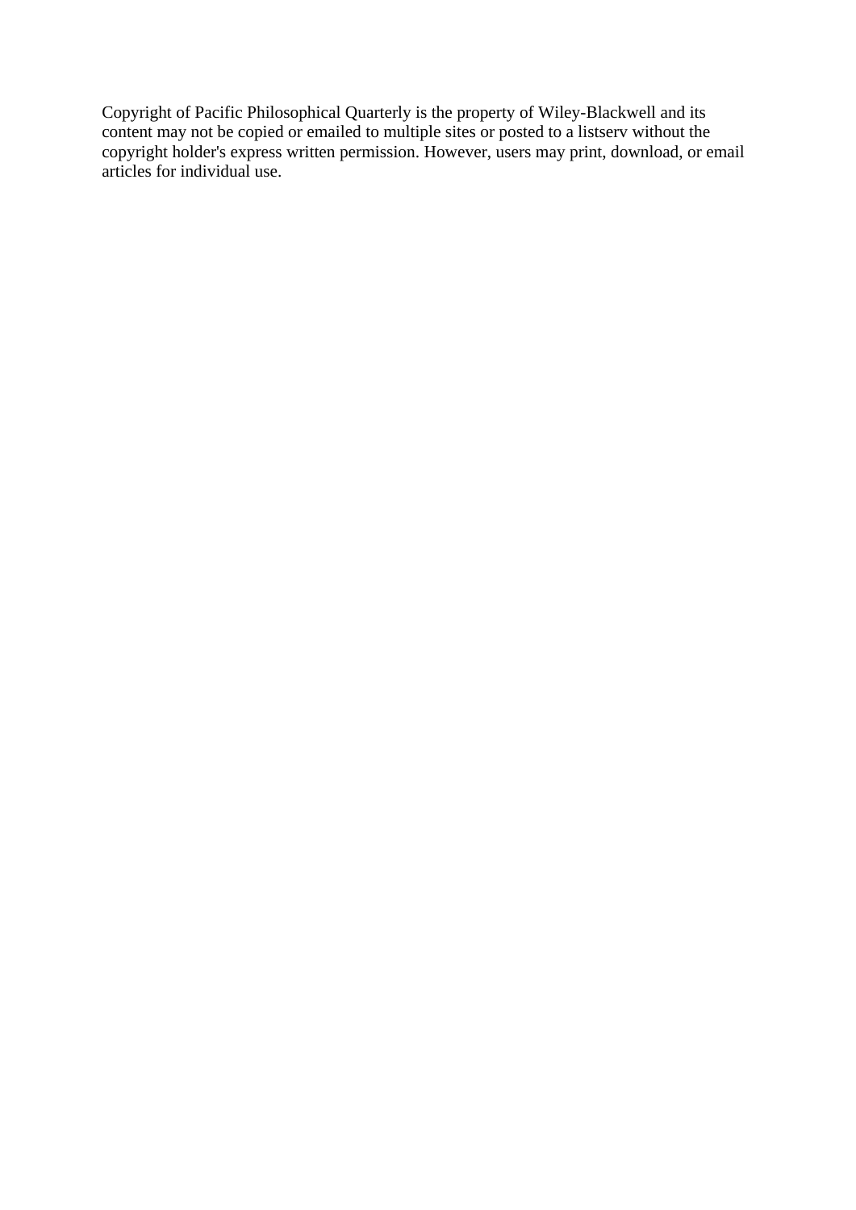Copyright of Pacific Philosophical Quarterly is the property of Wiley-Blackwell and its content may not be copied or emailed to multiple sites or posted to a listserv without the copyright holder's express written permission. However, users may print, download, or email articles for individual use.